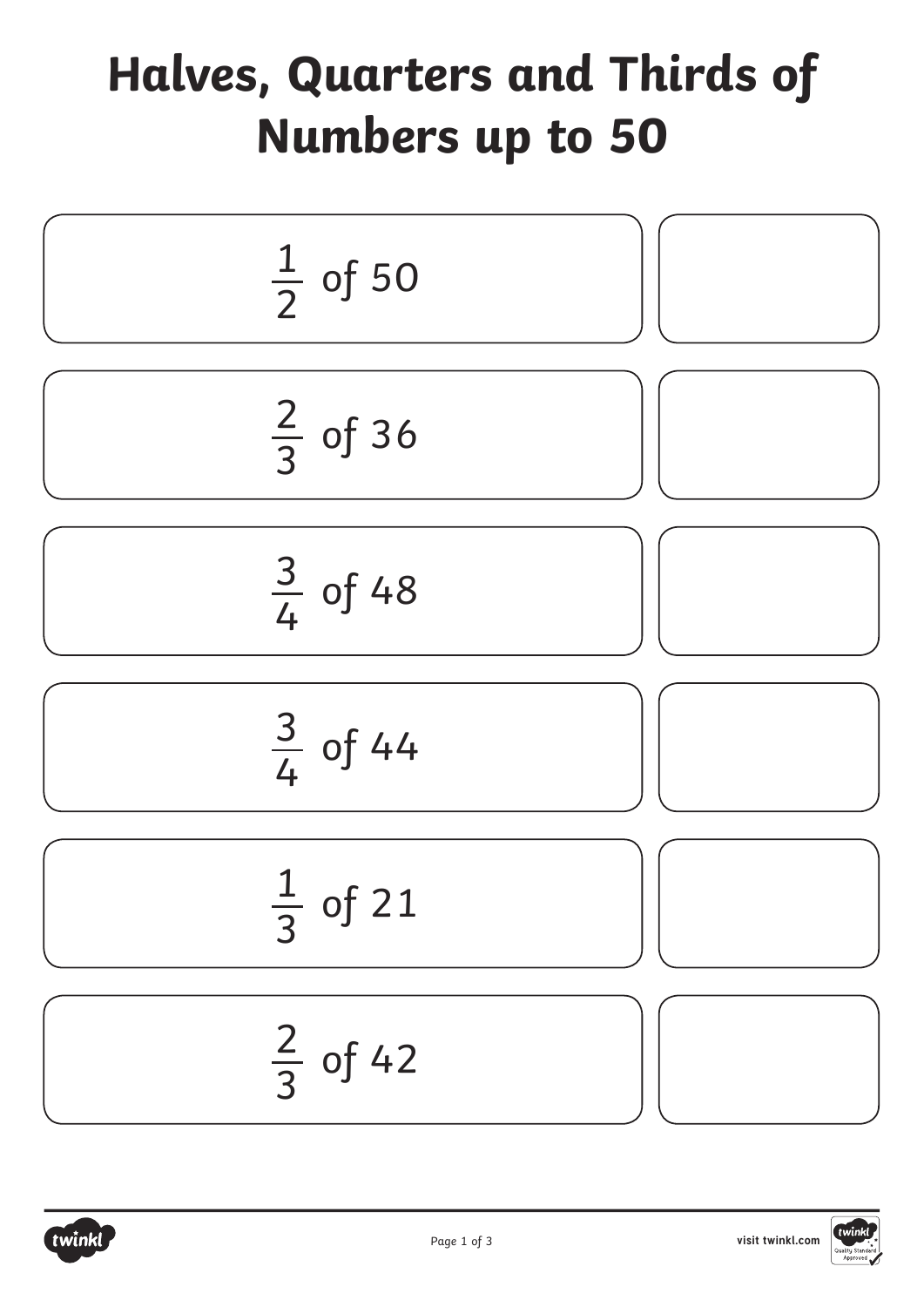# Halves, Quarters and Thirds of Numbers up to 50

| | |
|---|---|
| $\frac{1}{2}$ of 50 | |
| $\frac{2}{3}$ of 36 | |
| $\frac{3}{4}$ of 48 | |
| $\frac{3}{4}$ of 44 | |
| $\frac{1}{3}$ of 21 | |
| $\frac{2}{3}$ of 42 | |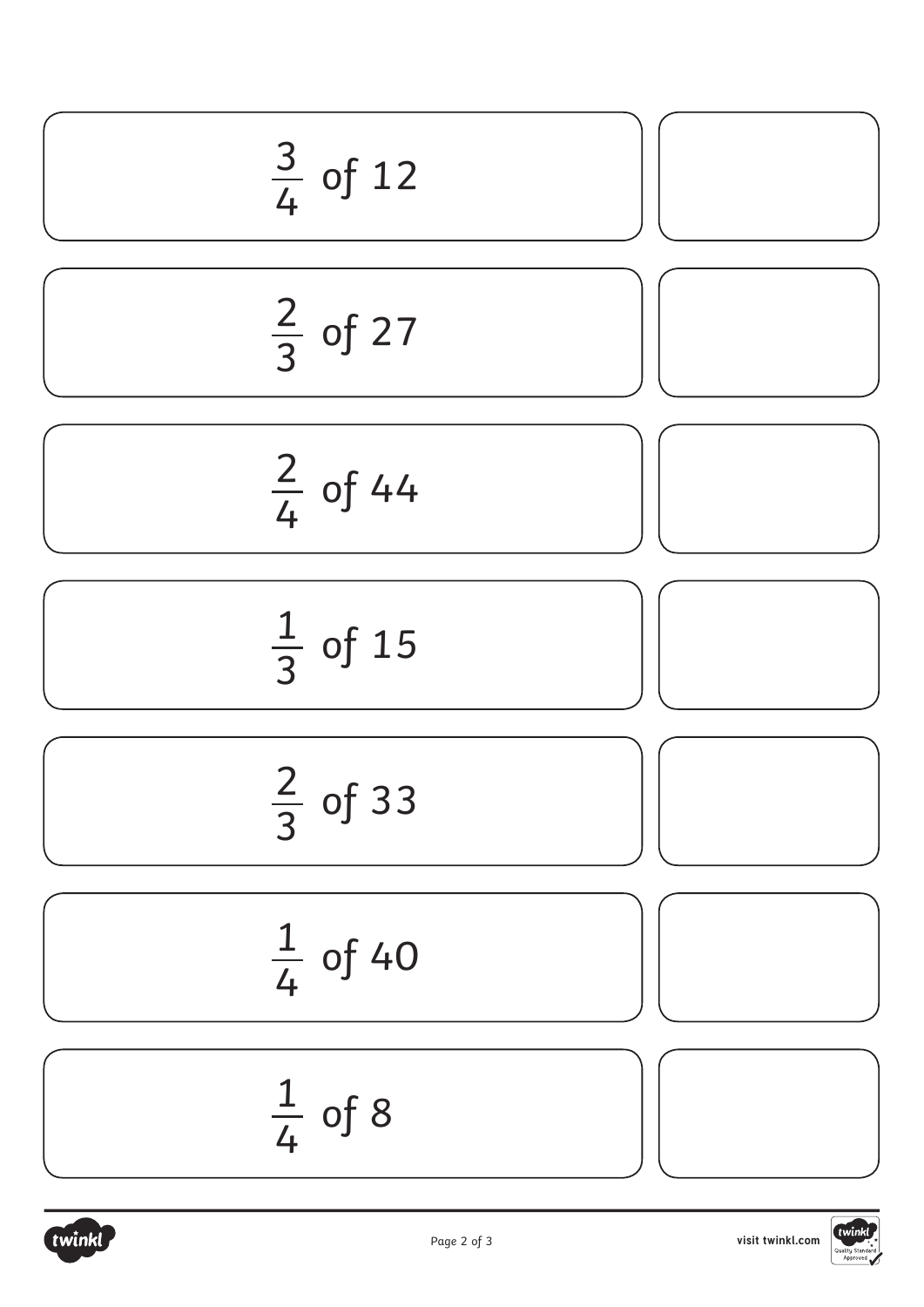| | |
|---|---|
| $\frac{3}{4}$ of 12 | |
| $\frac{2}{3}$ of 27 | |
| $\frac{2}{4}$ of 44 | |
| $\frac{1}{3}$ of 15 | |
| $\frac{2}{3}$ of 33 | |
| $\frac{1}{4}$ of 40 | |
| $\frac{1}{4}$ of 8 | |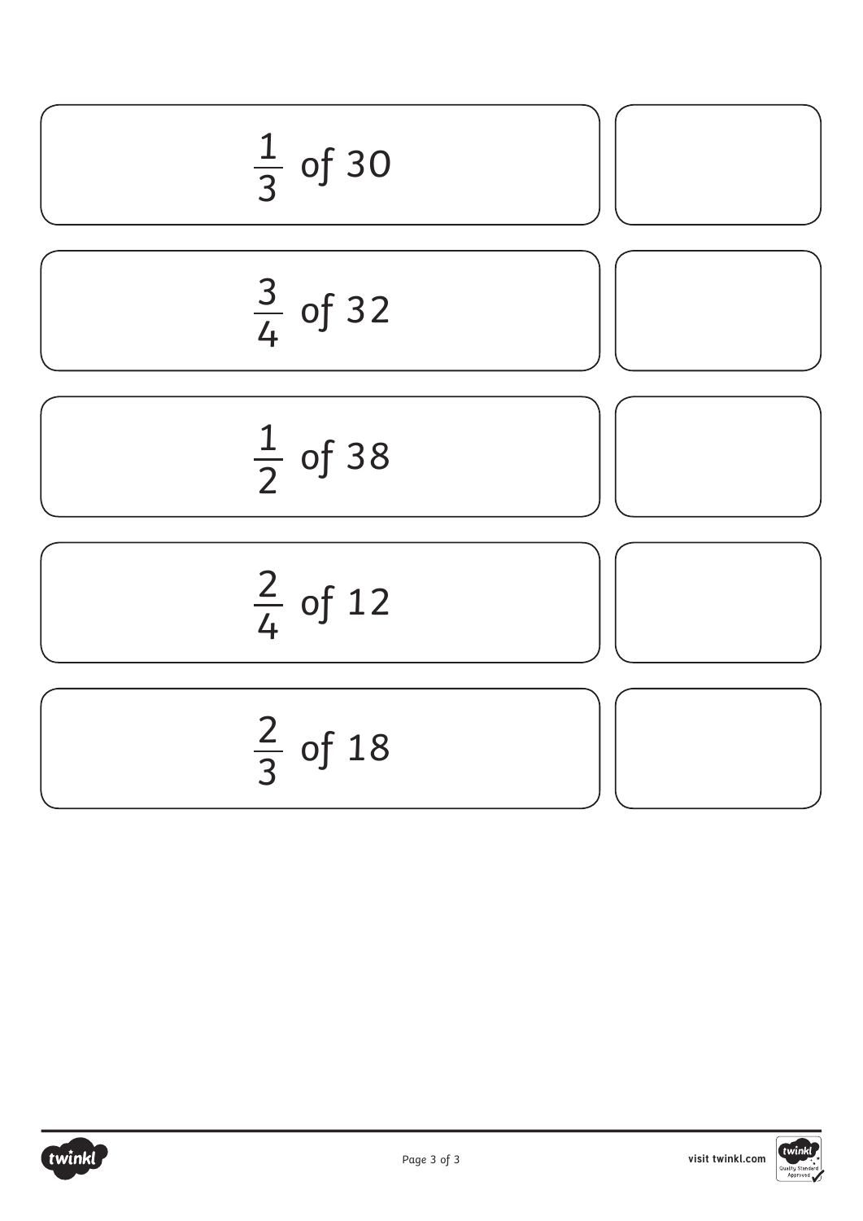| | |
|---|---|
| $\frac{1}{3}$ of 30 | |
| $\frac{3}{4}$ of 32 | |
| $\frac{1}{2}$ of 38 | |
| $\frac{2}{4}$ of 12 | |
| $\frac{2}{3}$ of 18 | |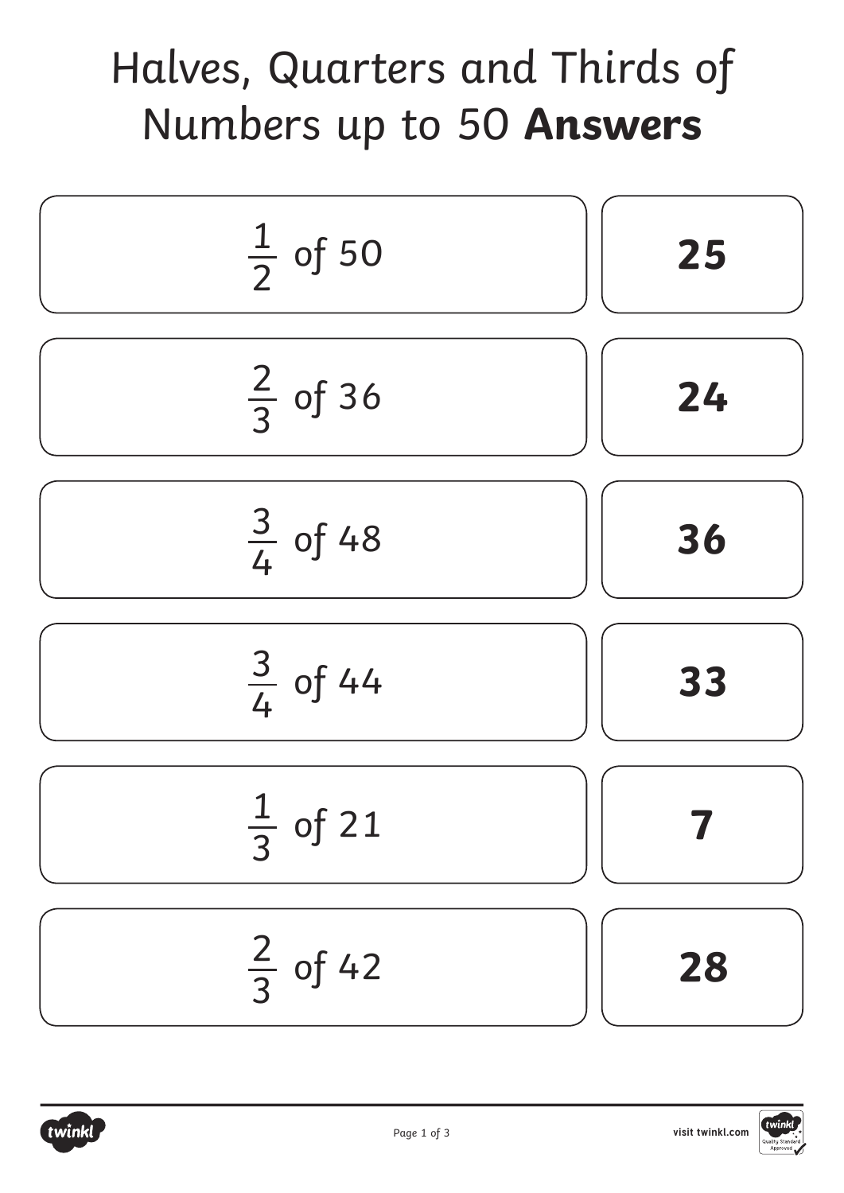# Halves, Quarters and Thirds of Numbers up to 50 **Answers**

| Question | Answer |
|---|---|
| $\frac{1}{2}$ of 50 | **25** |
| $\frac{2}{3}$ of 36 | **24** |
| $\frac{3}{4}$ of 48 | **36** |
| $\frac{3}{4}$ of 44 | **33** |
| $\frac{1}{3}$ of 21 | **7** |
| $\frac{2}{3}$ of 42 | **28** |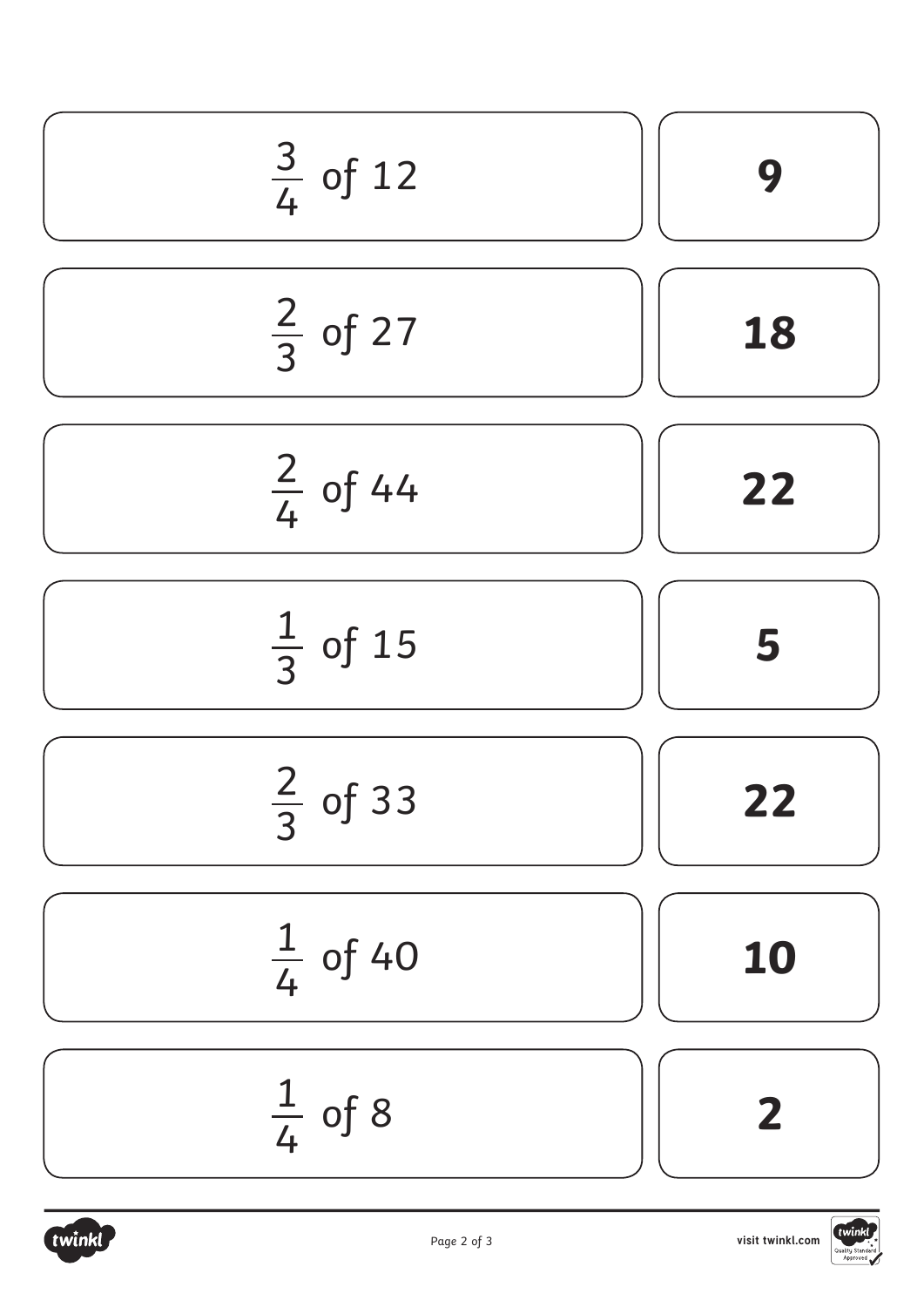| | |
|---|---|
| $\frac{3}{4}$ of 12 | **9** |
| $\frac{2}{3}$ of 27 | **18** |
| $\frac{2}{4}$ of 44 | **22** |
| $\frac{1}{3}$ of 15 | **5** |
| $\frac{2}{3}$ of 33 | **22** |
| $\frac{1}{4}$ of 40 | **10** |
| $\frac{1}{4}$ of 8 | **2** |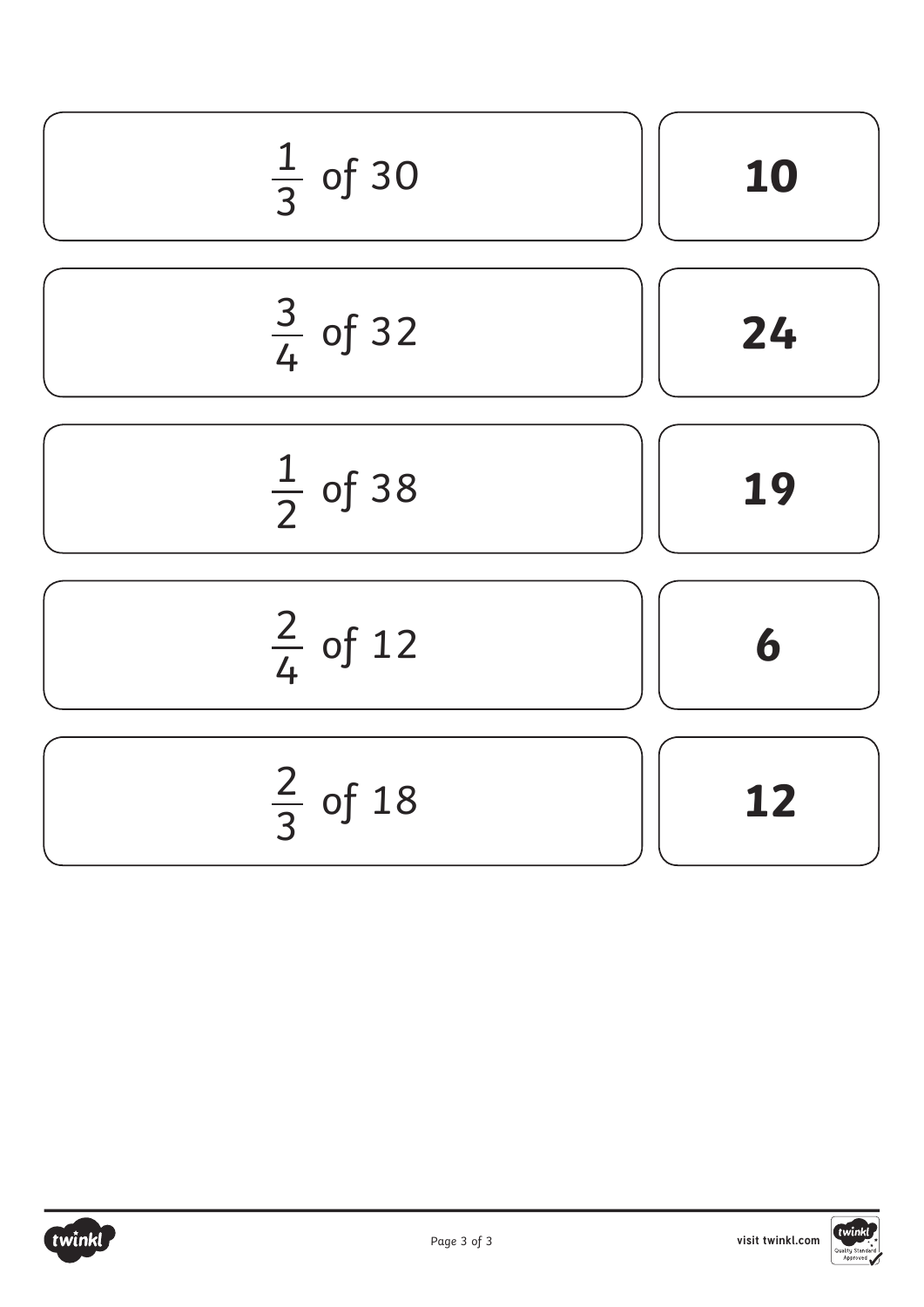| | |
|---|---|
| $\frac{1}{3}$ of 30 | **10** |
| $\frac{3}{4}$ of 32 | **24** |
| $\frac{1}{2}$ of 38 | **19** |
| $\frac{2}{4}$ of 12 | **6** |
| $\frac{2}{3}$ of 18 | **12** |